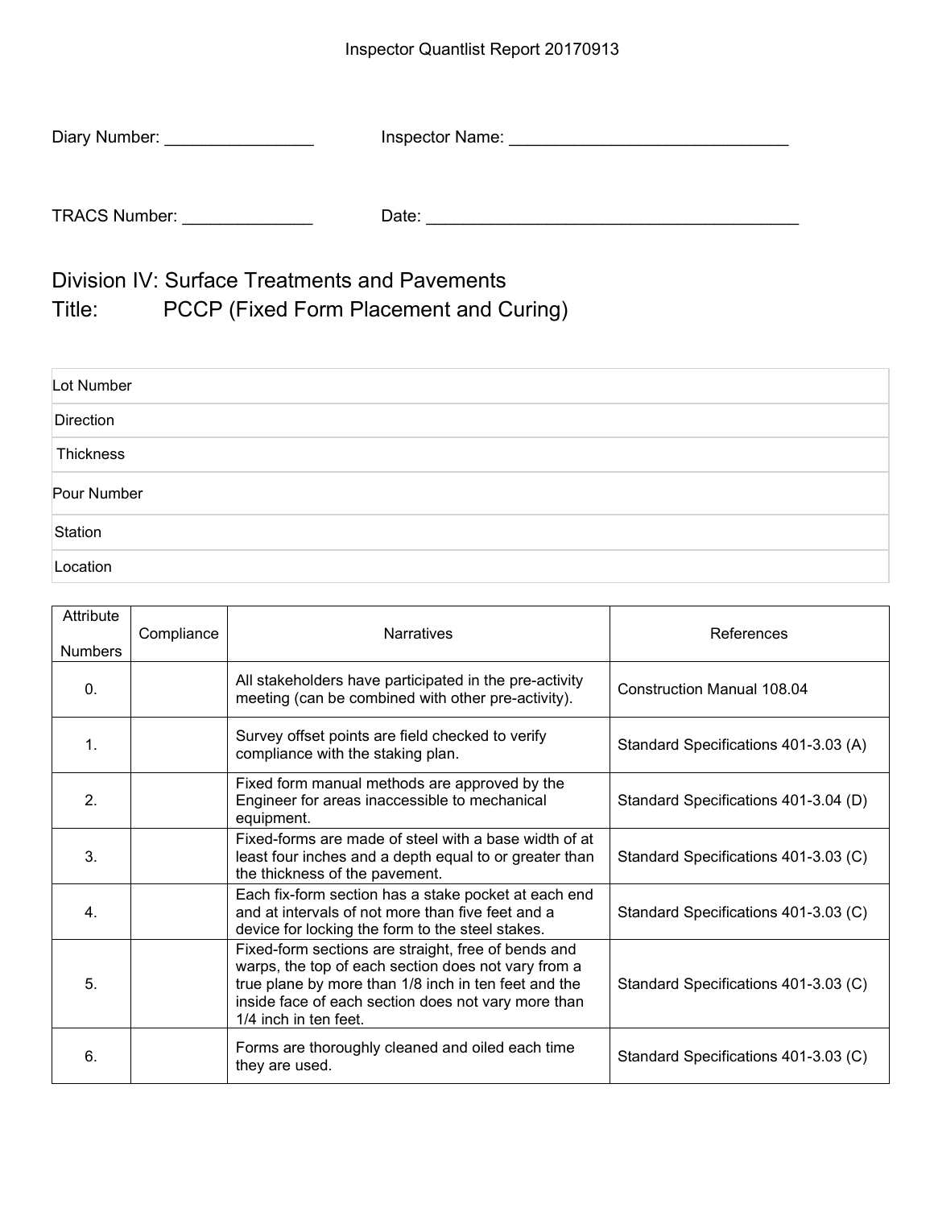Inspector Quantlist Report 20170913

Diary Number: ________________ Inspector Name: ______________________________

TRACS Number: ______________ Date: ________________________________________

## Division IV: Surface Treatments and Pavements
## Title: PCCP (Fixed Form Placement and Curing)

| Lot Number |
|---|
| Direction |
| Thickness |
| Pour Number |
| Station |
| Location |

| Attribute Numbers | Compliance | Narratives | References |
|---|---|---|---|
| 0. | | All stakeholders have participated in the pre-activity meeting (can be combined with other pre-activity). | Construction Manual 108.04 |
| 1. | | Survey offset points are field checked to verify compliance with the staking plan. | Standard Specifications 401-3.03 (A) |
| 2. | | Fixed form manual methods are approved by the Engineer for areas inaccessible to mechanical equipment. | Standard Specifications 401-3.04 (D) |
| 3. | | Fixed-forms are made of steel with a base width of at least four inches and a depth equal to or greater than the thickness of the pavement. | Standard Specifications 401-3.03 (C) |
| 4. | | Each fix-form section has a stake pocket at each end and at intervals of not more than five feet and a device for locking the form to the steel stakes. | Standard Specifications 401-3.03 (C) |
| 5. | | Fixed-form sections are straight, free of bends and warps, the top of each section does not vary from a true plane by more than 1/8 inch in ten feet and the inside face of each section does not vary more than 1/4 inch in ten feet. | Standard Specifications 401-3.03 (C) |
| 6. | | Forms are thoroughly cleaned and oiled each time they are used. | Standard Specifications 401-3.03 (C) |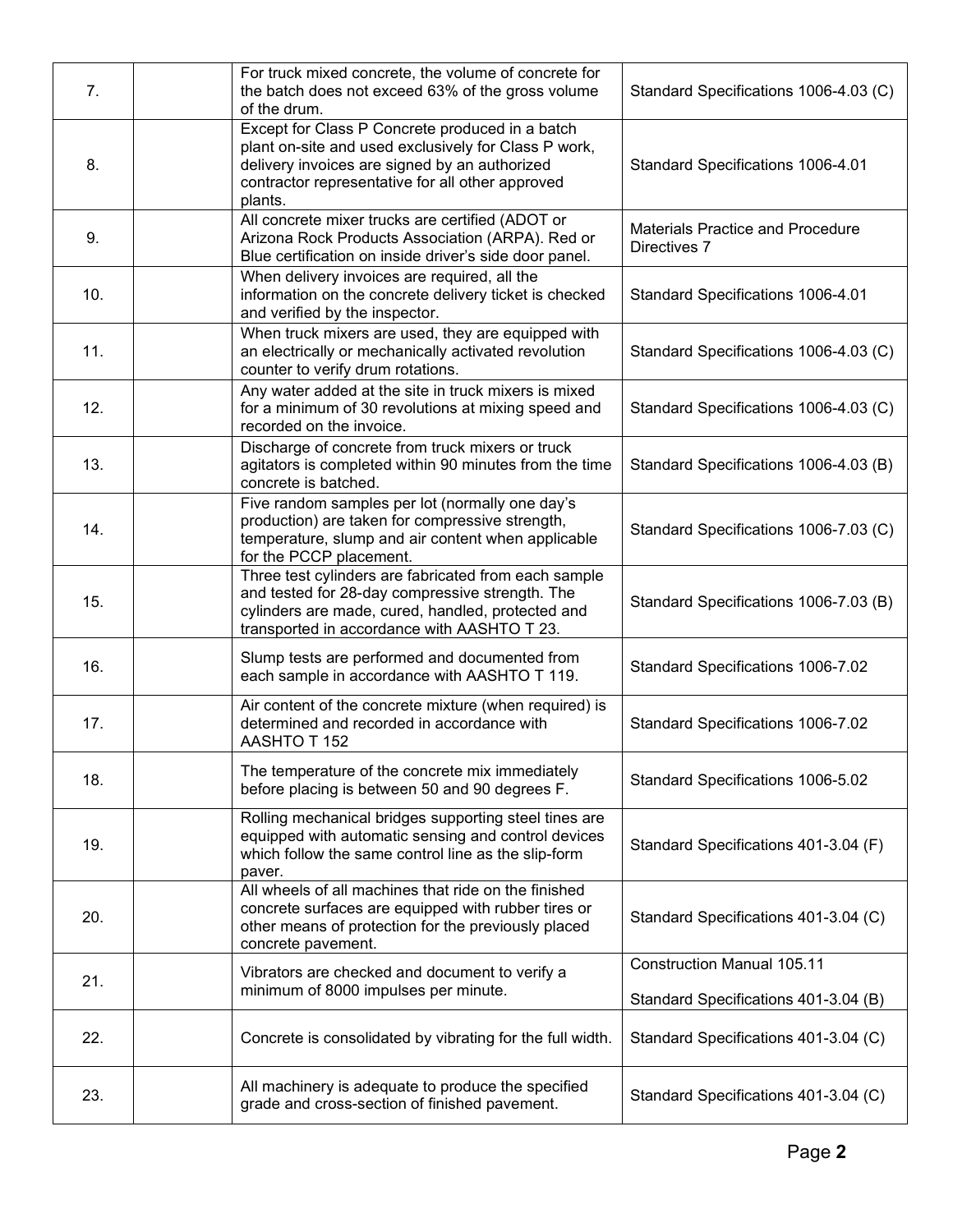| | | | |
|---|---|---|---|
| 7. | | For truck mixed concrete, the volume of concrete for the batch does not exceed 63% of the gross volume of the drum. | Standard Specifications 1006-4.03 (C) |
| 8. | | Except for Class P Concrete produced in a batch plant on-site and used exclusively for Class P work, delivery invoices are signed by an authorized contractor representative for all other approved plants. | Standard Specifications 1006-4.01 |
| 9. | | All concrete mixer trucks are certified (ADOT or Arizona Rock Products Association (ARPA). Red or Blue certification on inside driver's side door panel. | Materials Practice and Procedure Directives 7 |
| 10. | | When delivery invoices are required, all the information on the concrete delivery ticket is checked and verified by the inspector. | Standard Specifications 1006-4.01 |
| 11. | | When truck mixers are used, they are equipped with an electrically or mechanically activated revolution counter to verify drum rotations. | Standard Specifications 1006-4.03 (C) |
| 12. | | Any water added at the site in truck mixers is mixed for a minimum of 30 revolutions at mixing speed and recorded on the invoice. | Standard Specifications 1006-4.03 (C) |
| 13. | | Discharge of concrete from truck mixers or truck agitators is completed within 90 minutes from the time concrete is batched. | Standard Specifications 1006-4.03 (B) |
| 14. | | Five random samples per lot (normally one day's production) are taken for compressive strength, temperature, slump and air content when applicable for the PCCP placement. | Standard Specifications 1006-7.03 (C) |
| 15. | | Three test cylinders are fabricated from each sample and tested for 28-day compressive strength. The cylinders are made, cured, handled, protected and transported in accordance with AASHTO T 23. | Standard Specifications 1006-7.03 (B) |
| 16. | | Slump tests are performed and documented from each sample in accordance with AASHTO T 119. | Standard Specifications 1006-7.02 |
| 17. | | Air content of the concrete mixture (when required) is determined and recorded in accordance with AASHTO T 152 | Standard Specifications 1006-7.02 |
| 18. | | The temperature of the concrete mix immediately before placing is between 50 and 90 degrees F. | Standard Specifications 1006-5.02 |
| 19. | | Rolling mechanical bridges supporting steel tines are equipped with automatic sensing and control devices which follow the same control line as the slip-form paver. | Standard Specifications 401-3.04 (F) |
| 20. | | All wheels of all machines that ride on the finished concrete surfaces are equipped with rubber tires or other means of protection for the previously placed concrete pavement. | Standard Specifications 401-3.04 (C) |
| 21. | | Vibrators are checked and document to verify a minimum of 8000 impulses per minute. | Construction Manual 105.11<br>Standard Specifications 401-3.04 (B) |
| 22. | | Concrete is consolidated by vibrating for the full width. | Standard Specifications 401-3.04 (C) |
| 23. | | All machinery is adequate to produce the specified grade and cross-section of finished pavement. | Standard Specifications 401-3.04 (C) |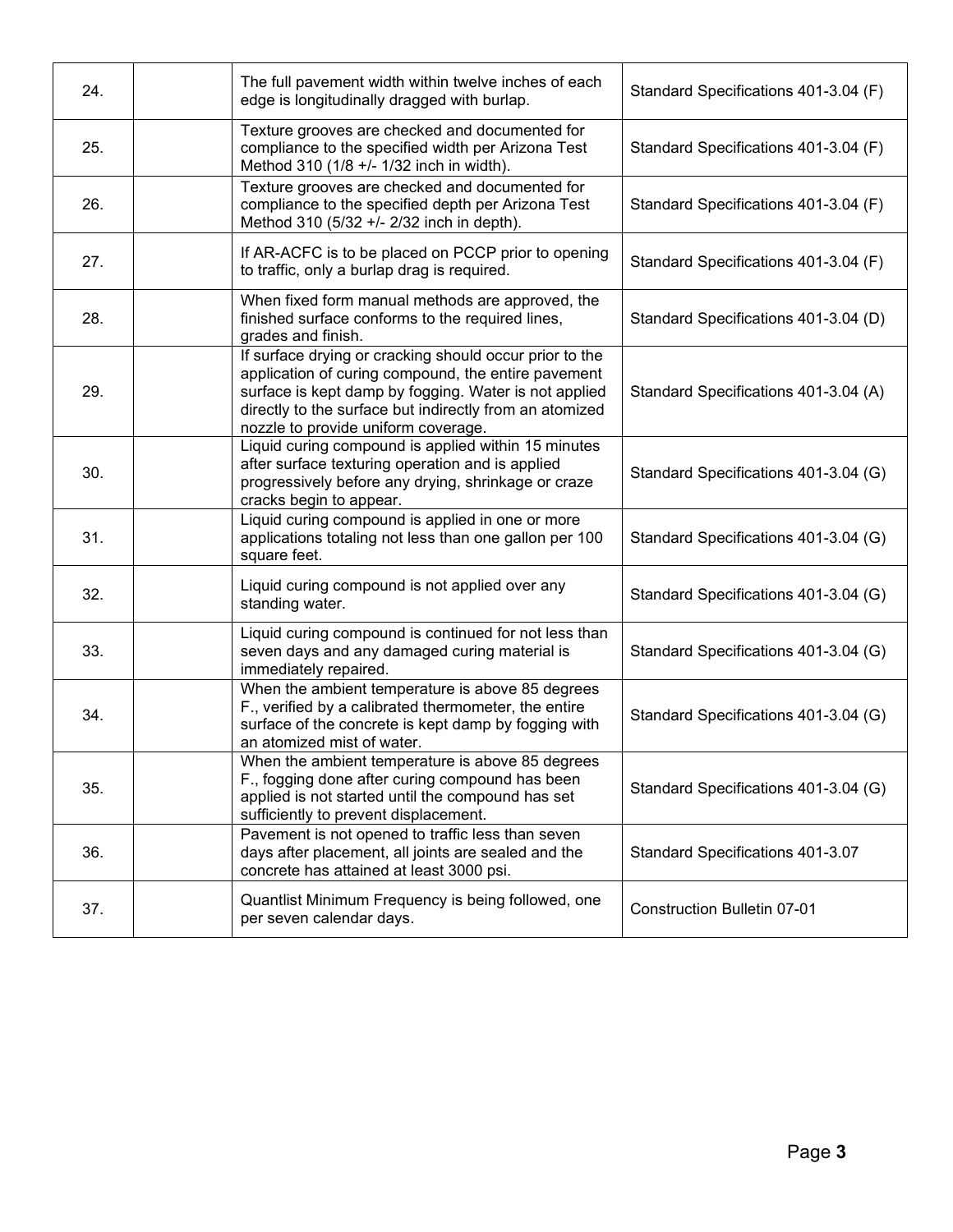| | | | |
|---|---|---|---|
| 24. | | The full pavement width within twelve inches of each edge is longitudinally dragged with burlap. | Standard Specifications 401-3.04 (F) |
| 25. | | Texture grooves are checked and documented for compliance to the specified width per Arizona Test Method 310 (1/8 +/- 1/32 inch in width). | Standard Specifications 401-3.04 (F) |
| 26. | | Texture grooves are checked and documented for compliance to the specified depth per Arizona Test Method 310 (5/32 +/- 2/32 inch in depth). | Standard Specifications 401-3.04 (F) |
| 27. | | If AR-ACFC is to be placed on PCCP prior to opening to traffic, only a burlap drag is required. | Standard Specifications 401-3.04 (F) |
| 28. | | When fixed form manual methods are approved, the finished surface conforms to the required lines, grades and finish. | Standard Specifications 401-3.04 (D) |
| 29. | | If surface drying or cracking should occur prior to the application of curing compound, the entire pavement surface is kept damp by fogging. Water is not applied directly to the surface but indirectly from an atomized nozzle to provide uniform coverage. | Standard Specifications 401-3.04 (A) |
| 30. | | Liquid curing compound is applied within 15 minutes after surface texturing operation and is applied progressively before any drying, shrinkage or craze cracks begin to appear. | Standard Specifications 401-3.04 (G) |
| 31. | | Liquid curing compound is applied in one or more applications totaling not less than one gallon per 100 square feet. | Standard Specifications 401-3.04 (G) |
| 32. | | Liquid curing compound is not applied over any standing water. | Standard Specifications 401-3.04 (G) |
| 33. | | Liquid curing compound is continued for not less than seven days and any damaged curing material is immediately repaired. | Standard Specifications 401-3.04 (G) |
| 34. | | When the ambient temperature is above 85 degrees F., verified by a calibrated thermometer, the entire surface of the concrete is kept damp by fogging with an atomized mist of water. | Standard Specifications 401-3.04 (G) |
| 35. | | When the ambient temperature is above 85 degrees F., fogging done after curing compound has been applied is not started until the compound has set sufficiently to prevent displacement. | Standard Specifications 401-3.04 (G) |
| 36. | | Pavement is not opened to traffic less than seven days after placement, all joints are sealed and the concrete has attained at least 3000 psi. | Standard Specifications 401-3.07 |
| 37. | | Quantlist Minimum Frequency is being followed, one per seven calendar days. | Construction Bulletin 07-01 |